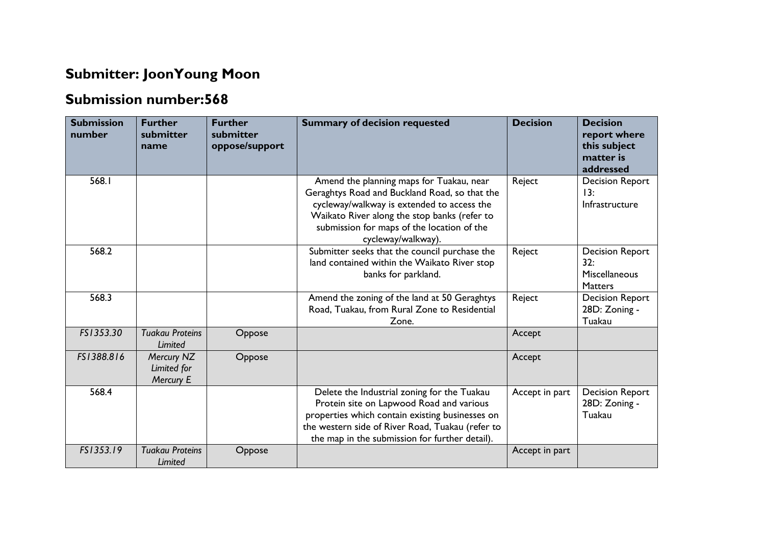## Submitter: JoonYoung Moon

## Submission number:568

| Submission number | Further submitter name | Further submitter oppose/support | Summary of decision requested | Decision | Decision report where this subject matter is addressed |
|---|---|---|---|---|---|
| 568.1 | | | Amend the planning maps for Tuakau, near Geraghtys Road and Buckland Road, so that the cycleway/walkway is extended to access the Waikato River along the stop banks (refer to submission for maps of the location of the cycleway/walkway). | Reject | Decision Report 13: Infrastructure |
| 568.2 | | | Submitter seeks that the council purchase the land contained within the Waikato River stop banks for parkland. | Reject | Decision Report 32: Miscellaneous Matters |
| 568.3 | | | Amend the zoning of the land at 50 Geraghtys Road, Tuakau, from Rural Zone to Residential Zone. | Reject | Decision Report 28D: Zoning - Tuakau |
| *FS1353.30* | *Tuakau Proteins Limited* | Oppose | | Accept | |
| *FS1388.816* | *Mercury NZ Limited for Mercury E* | Oppose | | Accept | |
| 568.4 | | | Delete the Industrial zoning for the Tuakau Protein site on Lapwood Road and various properties which contain existing businesses on the western side of River Road, Tuakau (refer to the map in the submission for further detail). | Accept in part | Decision Report 28D: Zoning - Tuakau |
| *FS1353.19* | *Tuakau Proteins Limited* | Oppose | | Accept in part | |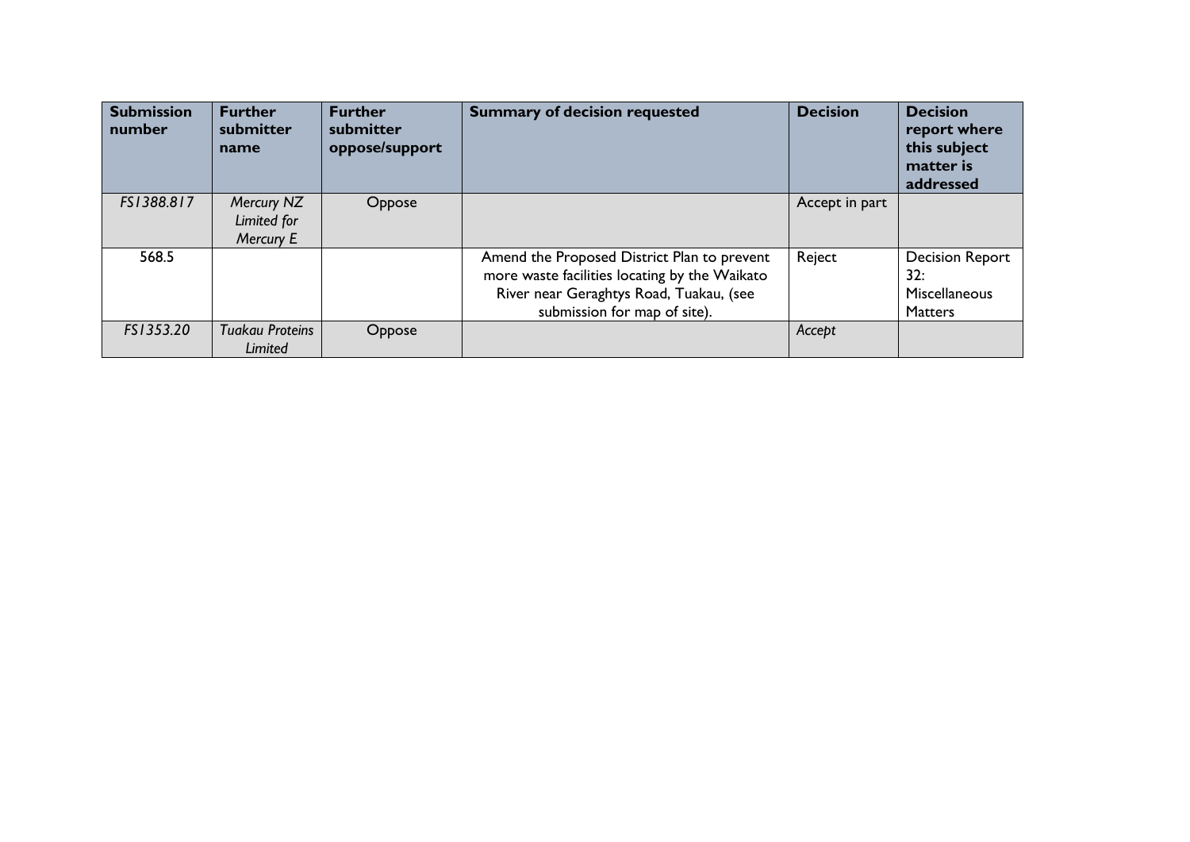| Submission number | Further submitter name | Further submitter oppose/support | Summary of decision requested | Decision | Decision report where this subject matter is addressed |
|---|---|---|---|---|---|
| *FS1388.817* | *Mercury NZ Limited for Mercury E* | Oppose | | Accept in part | |
| 568.5 | | | Amend the Proposed District Plan to prevent more waste facilities locating by the Waikato River near Geraghtys Road, Tuakau, (see submission for map of site). | Reject | Decision Report 32: Miscellaneous Matters |
| *FS1353.20* | *Tuakau Proteins Limited* | Oppose | | *Accept* | |